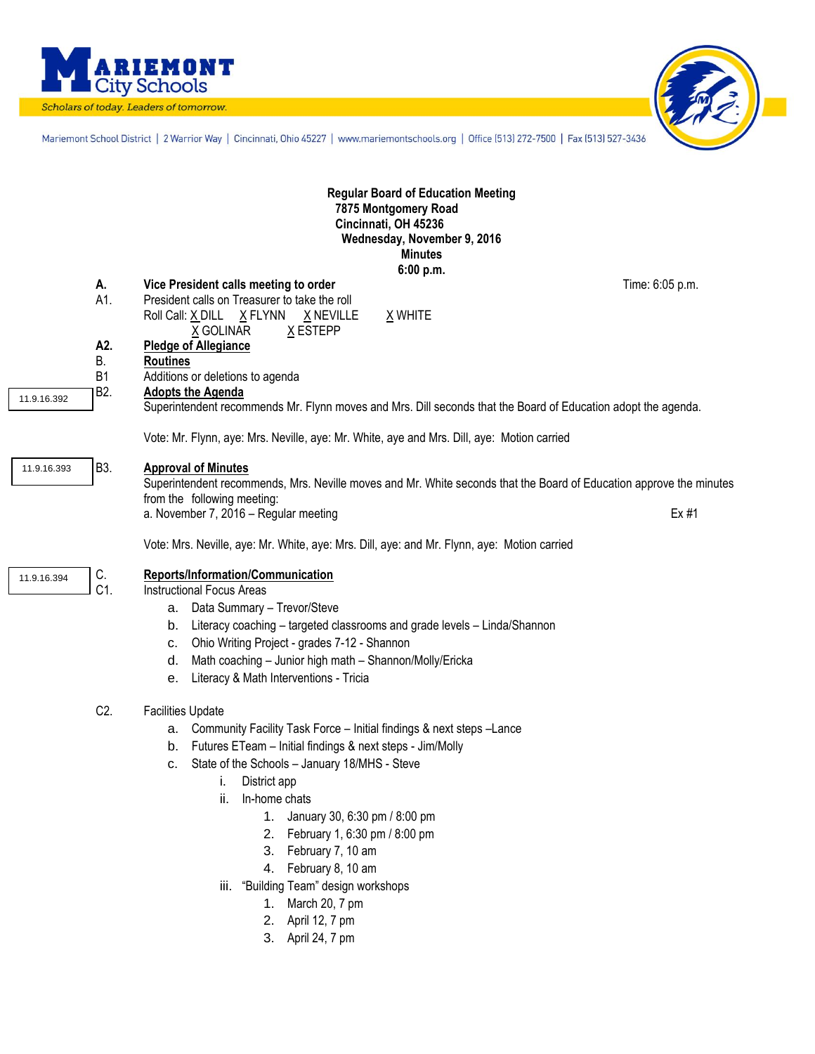**Mariemont City Schools**

*Scholars of today. Leaders of tomorrow.*

Mariemont School District | 2 Warrior Way | Cincinnati, Ohio 45227 | www.mariemontschools.org | Office (513) 272-7500 | Fax (513) 527-3436

**Regular Board of Education Meeting**
**7875 Montgomery Road**
**Cincinnati, OH 45236**
**Wednesday, November 9, 2016**
**Minutes**
**6:00 p.m.**

**A. Vice President calls meeting to order** — Time: 6:05 p.m.

A1. President calls on Treasurer to take the roll

Roll Call: X DILL  X FLYNN  X NEVILLE  X WHITE  X GOLINAR  X ESTEPP

**A2. Pledge of Allegiance**

B. **Routines**

B1 Additions or deletions to agenda

11.9.16.392 — B2. **Adopts the Agenda**

Superintendent recommends Mr. Flynn moves and Mrs. Dill seconds that the Board of Education adopt the agenda.

Vote: Mr. Flynn, aye: Mrs. Neville, aye: Mr. White, aye and Mrs. Dill, aye: Motion carried

11.9.16.393 — B3. **Approval of Minutes**

Superintendent recommends, Mrs. Neville moves and Mr. White seconds that the Board of Education approve the minutes from the following meeting:

a. November 7, 2016 – Regular meeting — Ex #1

Vote: Mrs. Neville, aye: Mr. White, aye: Mrs. Dill, aye: and Mr. Flynn, aye: Motion carried

11.9.16.394 — C. **Reports/Information/Communication**

C1. Instructional Focus Areas

a. Data Summary – Trevor/Steve
b. Literacy coaching – targeted classrooms and grade levels – Linda/Shannon
c. Ohio Writing Project - grades 7-12 - Shannon
d. Math coaching – Junior high math – Shannon/Molly/Ericka
e. Literacy & Math Interventions - Tricia

C2. Facilities Update

a. Community Facility Task Force – Initial findings & next steps –Lance
b. Futures ETeam – Initial findings & next steps - Jim/Molly
c. State of the Schools – January 18/MHS - Steve
    i. District app
    ii. In-home chats
        1. January 30, 6:30 pm / 8:00 pm
        2. February 1, 6:30 pm / 8:00 pm
        3. February 7, 10 am
        4. February 8, 10 am
    iii. "Building Team" design workshops
        1. March 20, 7 pm
        2. April 12, 7 pm
        3. April 24, 7 pm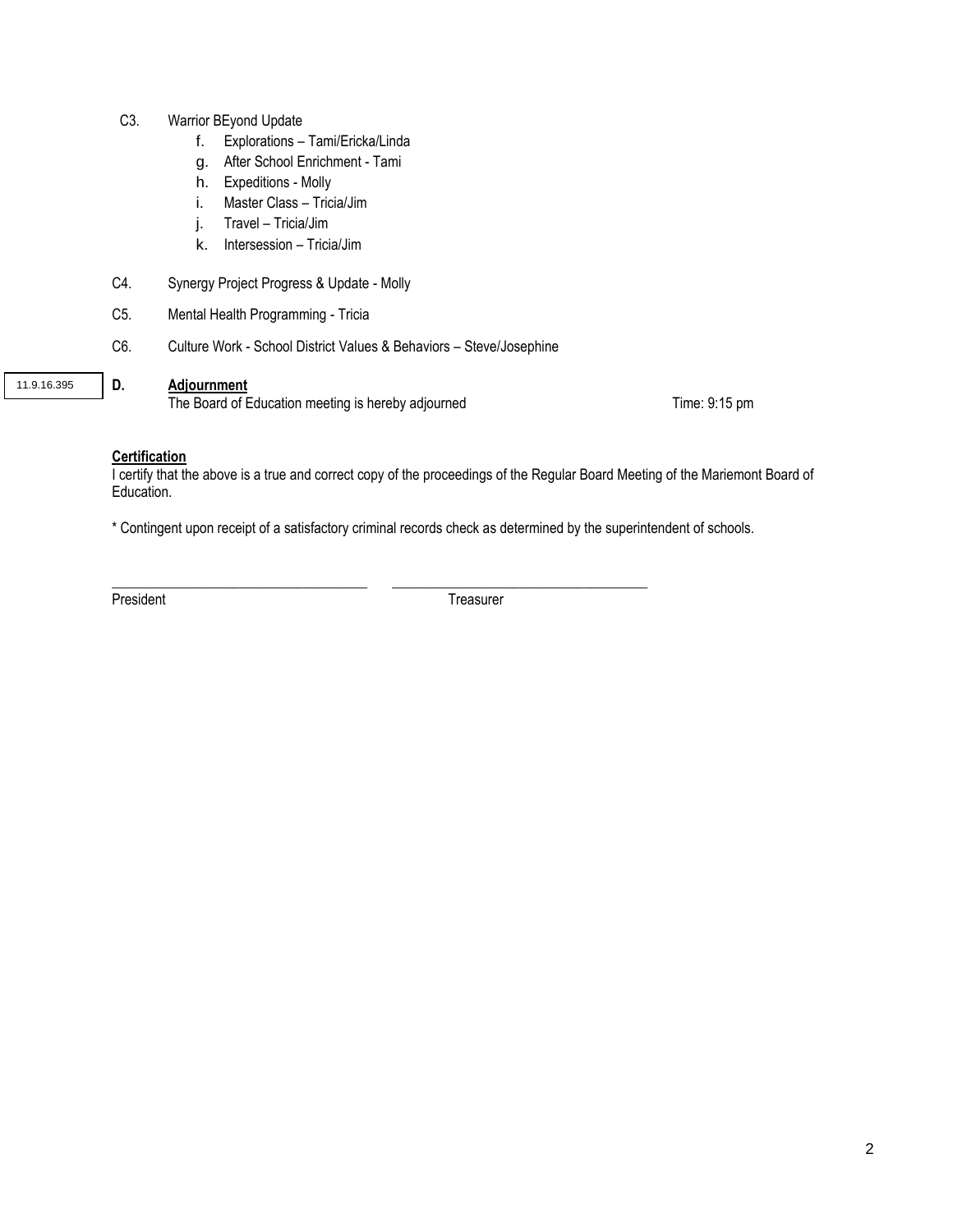C3. Warrior BEyond Update

f. Explorations – Tami/Ericka/Linda
g. After School Enrichment - Tami
h. Expeditions - Molly
i. Master Class – Tricia/Jim
j. Travel – Tricia/Jim
k. Intersession – Tricia/Jim

C4. Synergy Project Progress & Update - Molly

C5. Mental Health Programming - Tricia

C6. Culture Work - School District Values & Behaviors – Steve/Josephine

11.9.16.395

**D. Adjournment**

The Board of Education meeting is hereby adjourned Time: 9:15 pm

**Certification**

I certify that the above is a true and correct copy of the proceedings of the Regular Board Meeting of the Mariemont Board of Education.

* Contingent upon receipt of a satisfactory criminal records check as determined by the superintendent of schools.

\_\_\_\_\_\_\_\_\_\_\_\_\_\_\_\_\_\_\_\_\_\_\_\_\_\_\_\_\_\_\_\_\_\_\_\_ \_\_\_\_\_\_\_\_\_\_\_\_\_\_\_\_\_\_\_\_\_\_\_\_\_\_\_\_\_\_\_\_\_\_\_\_

President Treasurer